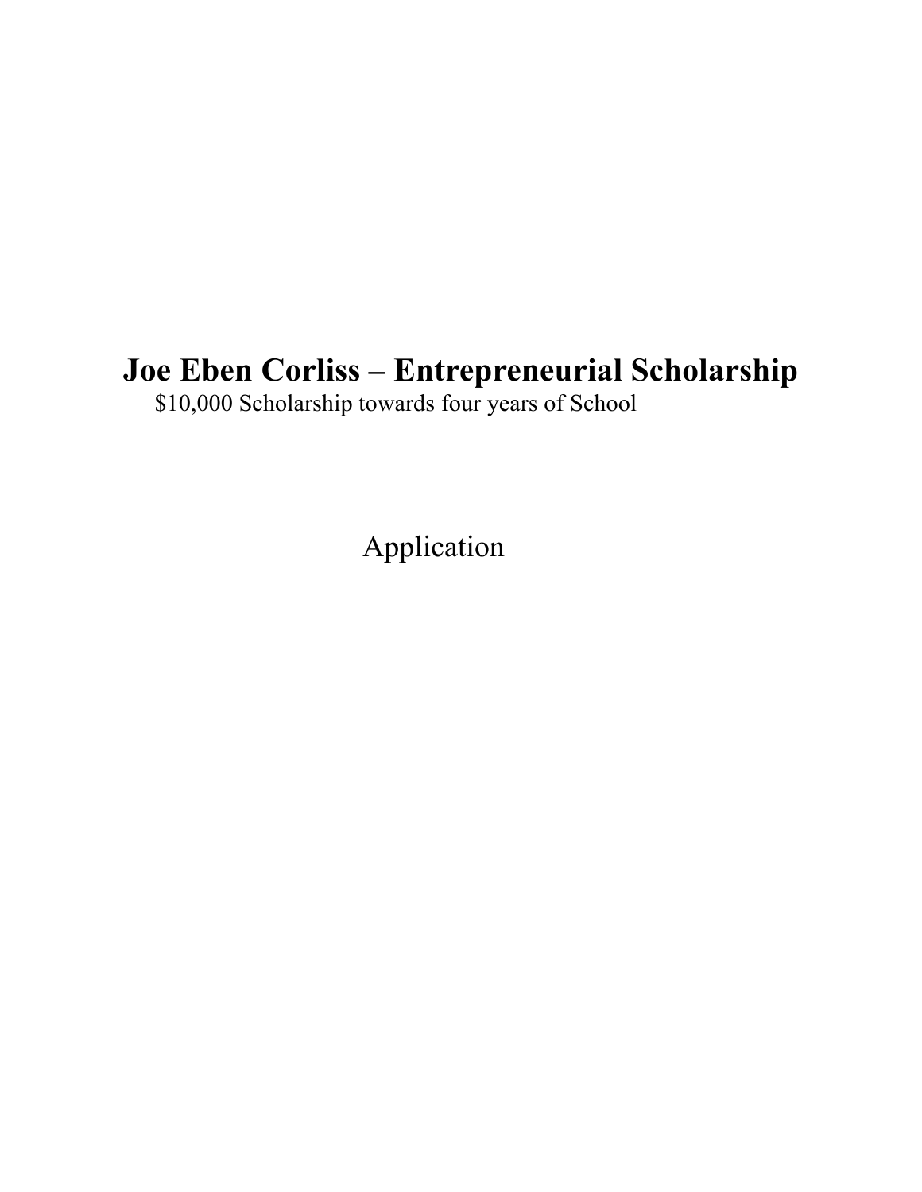# Joe Eben Corliss – Entrepreneurial Scholarship

$10,000 Scholarship towards four years of School

Application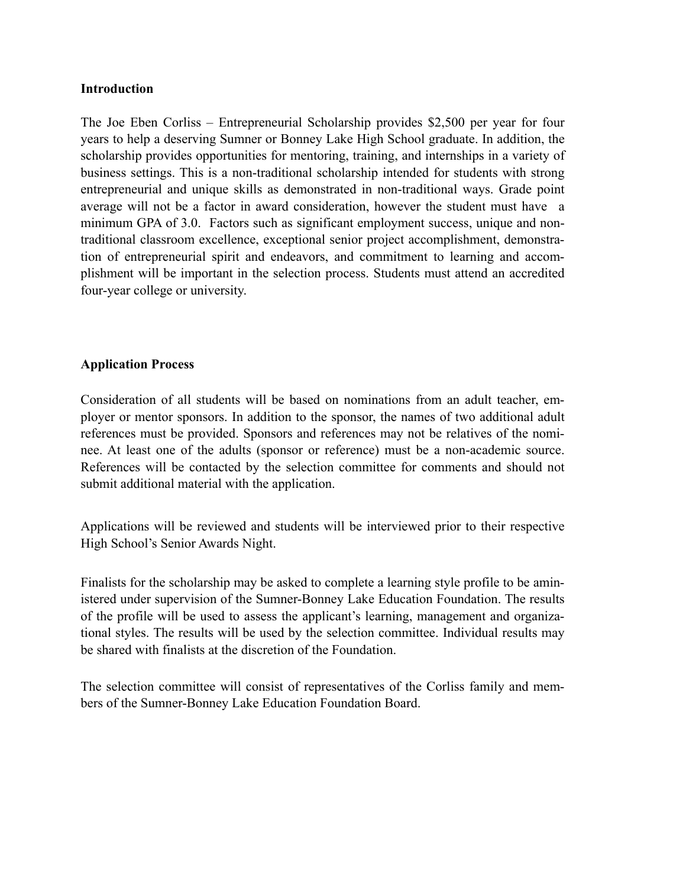## Introduction

The Joe Eben Corliss – Entrepreneurial Scholarship provides $2,500 per year for four years to help a deserving Sumner or Bonney Lake High School graduate. In addition, the scholarship provides opportunities for mentoring, training, and internships in a variety of business settings. This is a non-traditional scholarship intended for students with strong entrepreneurial and unique skills as demonstrated in non-traditional ways. Grade point average will not be a factor in award consideration, however the student must have a minimum GPA of 3.0. Factors such as significant employment success, unique and non-traditional classroom excellence, exceptional senior project accomplishment, demonstration of entrepreneurial spirit and endeavors, and commitment to learning and accomplishment will be important in the selection process. Students must attend an accredited four-year college or university.

## Application Process

Consideration of all students will be based on nominations from an adult teacher, employer or mentor sponsors. In addition to the sponsor, the names of two additional adult references must be provided. Sponsors and references may not be relatives of the nominee. At least one of the adults (sponsor or reference) must be a non-academic source. References will be contacted by the selection committee for comments and should not submit additional material with the application.

Applications will be reviewed and students will be interviewed prior to their respective High School's Senior Awards Night.

Finalists for the scholarship may be asked to complete a learning style profile to be aministered under supervision of the Sumner-Bonney Lake Education Foundation. The results of the profile will be used to assess the applicant's learning, management and organizational styles. The results will be used by the selection committee. Individual results may be shared with finalists at the discretion of the Foundation.

The selection committee will consist of representatives of the Corliss family and members of the Sumner-Bonney Lake Education Foundation Board.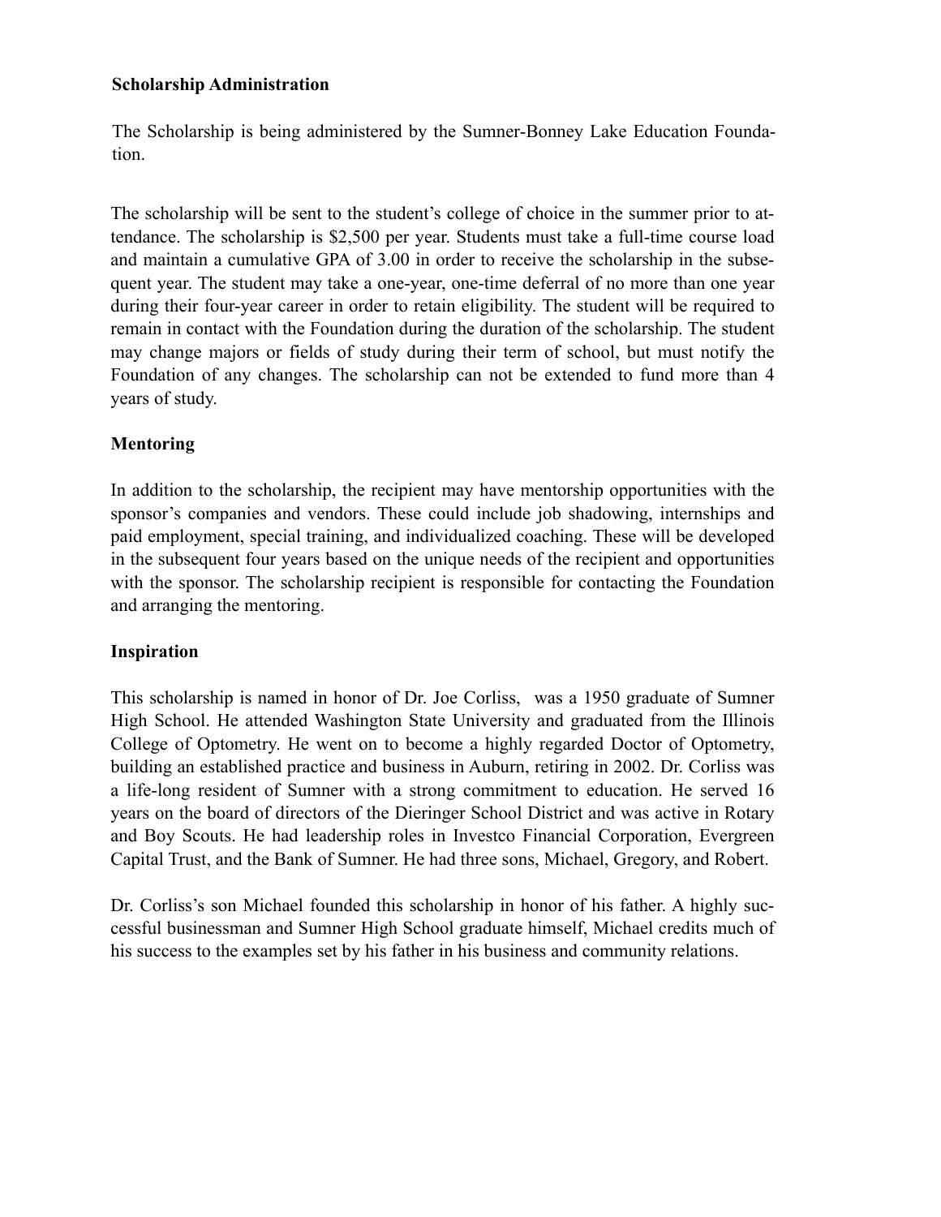**Scholarship Administration**

The Scholarship is being administered by the Sumner-Bonney Lake Education Foundation.

The scholarship will be sent to the student's college of choice in the summer prior to attendance. The scholarship is $2,500 per year. Students must take a full-time course load and maintain a cumulative GPA of 3.00 in order to receive the scholarship in the subsequent year. The student may take a one-year, one-time deferral of no more than one year during their four-year career in order to retain eligibility. The student will be required to remain in contact with the Foundation during the duration of the scholarship. The student may change majors or fields of study during their term of school, but must notify the Foundation of any changes. The scholarship can not be extended to fund more than 4 years of study.

**Mentoring**

In addition to the scholarship, the recipient may have mentorship opportunities with the sponsor's companies and vendors. These could include job shadowing, internships and paid employment, special training, and individualized coaching. These will be developed in the subsequent four years based on the unique needs of the recipient and opportunities with the sponsor. The scholarship recipient is responsible for contacting the Foundation and arranging the mentoring.

**Inspiration**

This scholarship is named in honor of Dr. Joe Corliss, was a 1950 graduate of Sumner High School. He attended Washington State University and graduated from the Illinois College of Optometry. He went on to become a highly regarded Doctor of Optometry, building an established practice and business in Auburn, retiring in 2002. Dr. Corliss was a life-long resident of Sumner with a strong commitment to education. He served 16 years on the board of directors of the Dieringer School District and was active in Rotary and Boy Scouts. He had leadership roles in Investco Financial Corporation, Evergreen Capital Trust, and the Bank of Sumner. He had three sons, Michael, Gregory, and Robert.

Dr. Corliss's son Michael founded this scholarship in honor of his father. A highly successful businessman and Sumner High School graduate himself, Michael credits much of his success to the examples set by his father in his business and community relations.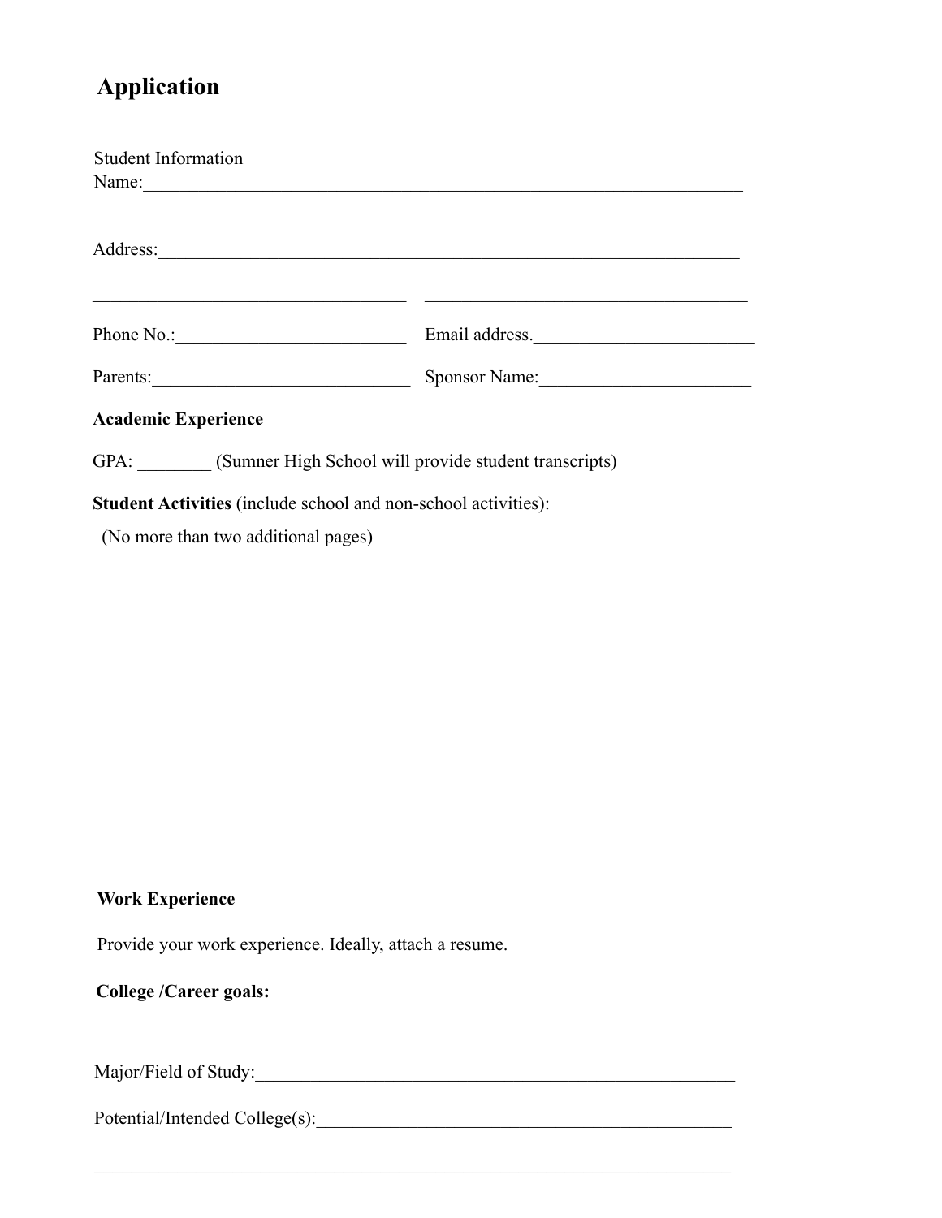# Application

Student Information

Name:_____________________________________________________________________

Address:___________________________________________________________________

___________________________________ ____________________________________

Phone No.:_________________________ Email address.________________________

Parents:____________________________ Sponsor Name:______________________

**Academic Experience**

GPA: ________ (Sumner High School will provide student transcripts)

**Student Activities** (include school and non-school activities):

(No more than two additional pages)

**Work Experience**

Provide your work experience. Ideally, attach a resume.

**College /Career goals:**

Major/Field of Study:______________________________________________________

Potential/Intended College(s):_______________________________________________

_________________________________________________________________________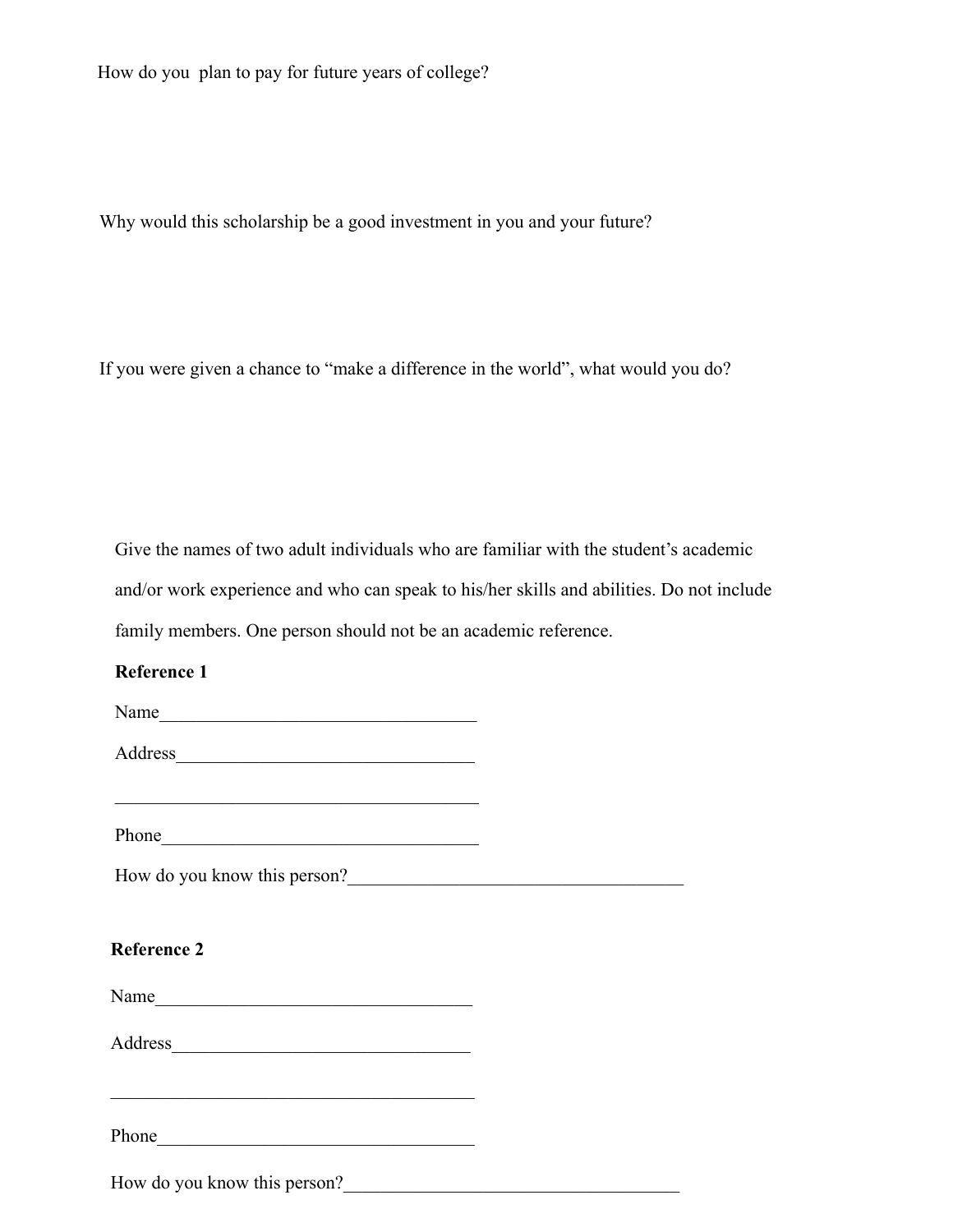How do you plan to pay for future years of college?

Why would this scholarship be a good investment in you and your future?

If you were given a chance to "make a difference in the world", what would you do?

Give the names of two adult individuals who are familiar with the student's academic and/or work experience and who can speak to his/her skills and abilities. Do not include family members. One person should not be an academic reference.

**Reference 1**

Name___________________________________

Address_________________________________

________________________________________

Phone___________________________________

How do you know this person?_____________________________________

**Reference 2**

Name___________________________________

Address_________________________________

________________________________________

Phone___________________________________

How do you know this person?_____________________________________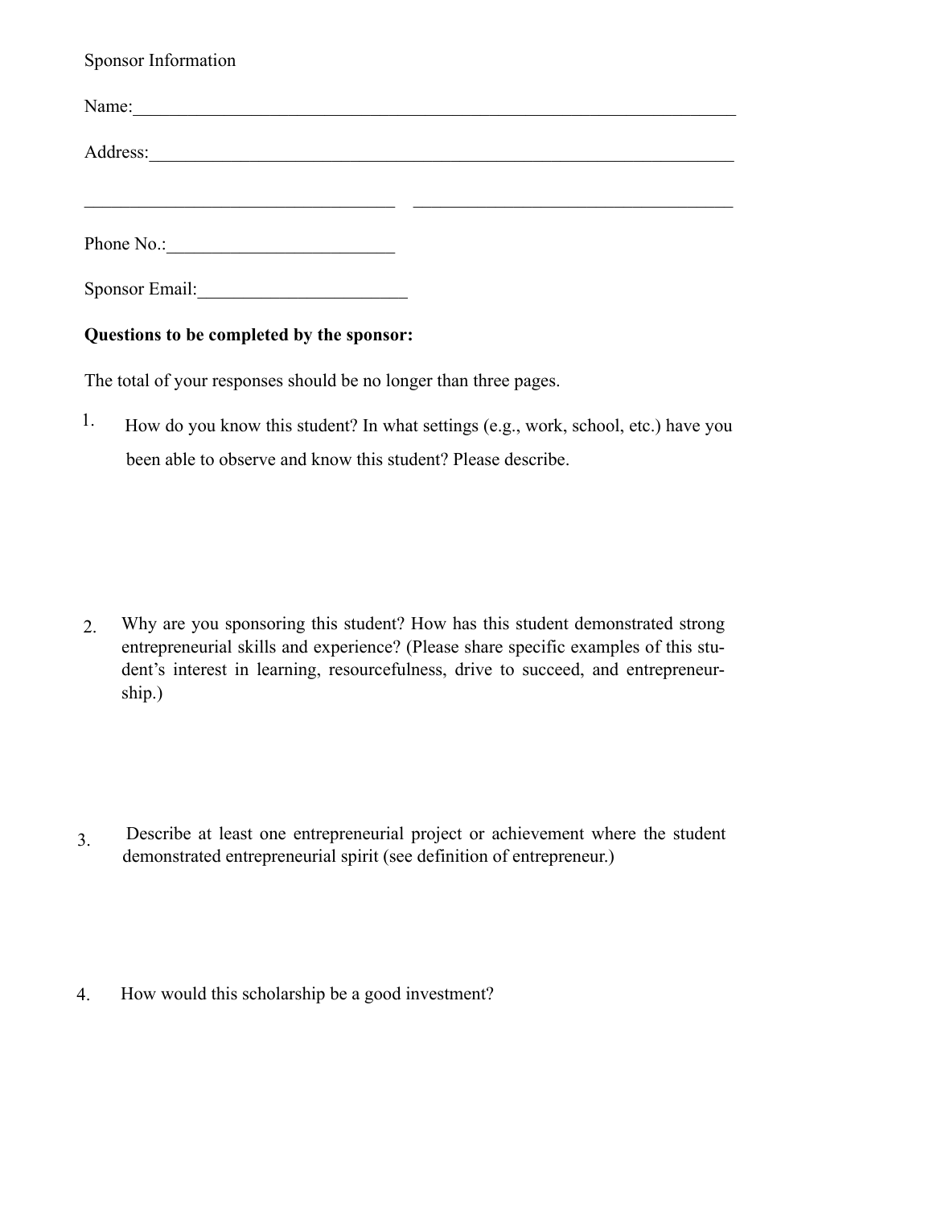Sponsor Information

Name:_______________________________________________________________________

Address:_____________________________________________________________________

___________________________________ ___________________________________

Phone No.:_________________________

Sponsor Email:_______________________

**Questions to be completed by the sponsor:**

The total of your responses should be no longer than three pages.

1. How do you know this student? In what settings (e.g., work, school, etc.) have you been able to observe and know this student? Please describe.

2. Why are you sponsoring this student? How has this student demonstrated strong entrepreneurial skills and experience? (Please share specific examples of this student's interest in learning, resourcefulness, drive to succeed, and entrepreneurship.)

3. Describe at least one entrepreneurial project or achievement where the student demonstrated entrepreneurial spirit (see definition of entrepreneur.)

4. How would this scholarship be a good investment?